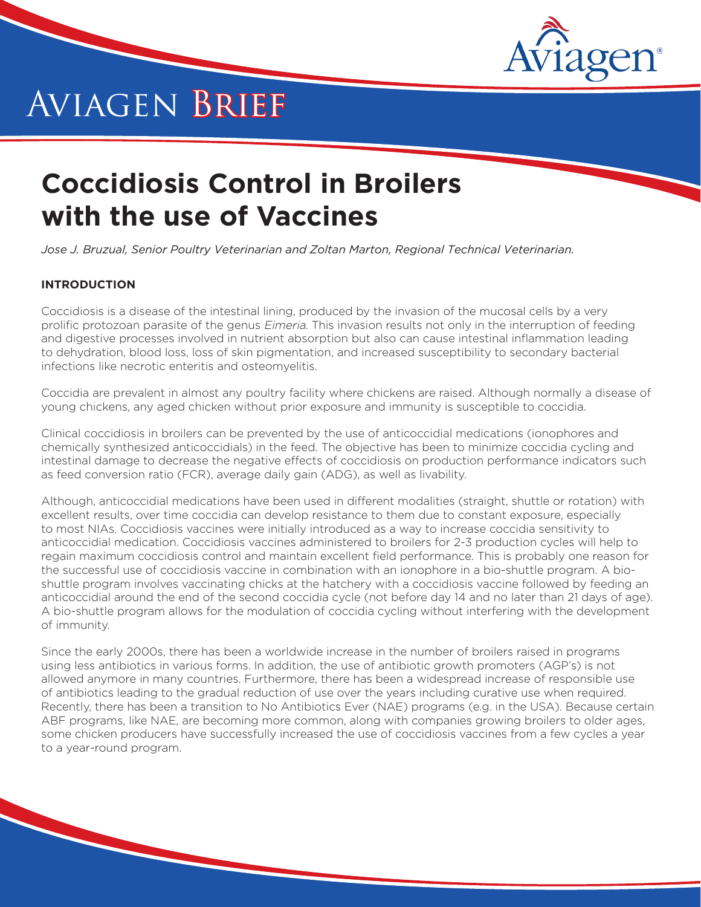# Aviagen Brief

# Coccidiosis Control in Broilers with the use of Vaccines

*Jose J. Bruzual, Senior Poultry Veterinarian and Zoltan Marton, Regional Technical Veterinarian.*

## INTRODUCTION

Coccidiosis is a disease of the intestinal lining, produced by the invasion of the mucosal cells by a very prolific protozoan parasite of the genus *Eimeria*. This invasion results not only in the interruption of feeding and digestive processes involved in nutrient absorption but also can cause intestinal inflammation leading to dehydration, blood loss, loss of skin pigmentation, and increased susceptibility to secondary bacterial infections like necrotic enteritis and osteomyelitis.

Coccidia are prevalent in almost any poultry facility where chickens are raised. Although normally a disease of young chickens, any aged chicken without prior exposure and immunity is susceptible to coccidia.

Clinical coccidiosis in broilers can be prevented by the use of anticoccidial medications (ionophores and chemically synthesized anticoccidials) in the feed. The objective has been to minimize coccidia cycling and intestinal damage to decrease the negative effects of coccidiosis on production performance indicators such as feed conversion ratio (FCR), average daily gain (ADG), as well as livability.

Although, anticoccidial medications have been used in different modalities (straight, shuttle or rotation) with excellent results, over time coccidia can develop resistance to them due to constant exposure, especially to most NIAs. Coccidiosis vaccines were initially introduced as a way to increase coccidia sensitivity to anticoccidial medication. Coccidiosis vaccines administered to broilers for 2-3 production cycles will help to regain maximum coccidiosis control and maintain excellent field performance. This is probably one reason for the successful use of coccidiosis vaccine in combination with an ionophore in a bio-shuttle program. A bio-shuttle program involves vaccinating chicks at the hatchery with a coccidiosis vaccine followed by feeding an anticoccidial around the end of the second coccidia cycle (not before day 14 and no later than 21 days of age). A bio-shuttle program allows for the modulation of coccidia cycling without interfering with the development of immunity.

Since the early 2000s, there has been a worldwide increase in the number of broilers raised in programs using less antibiotics in various forms. In addition, the use of antibiotic growth promoters (AGP's) is not allowed anymore in many countries. Furthermore, there has been a widespread increase of responsible use of antibiotics leading to the gradual reduction of use over the years including curative use when required. Recently, there has been a transition to No Antibiotics Ever (NAE) programs (e.g. in the USA). Because certain ABF programs, like NAE, are becoming more common, along with companies growing broilers to older ages, some chicken producers have successfully increased the use of coccidiosis vaccines from a few cycles a year to a year-round program.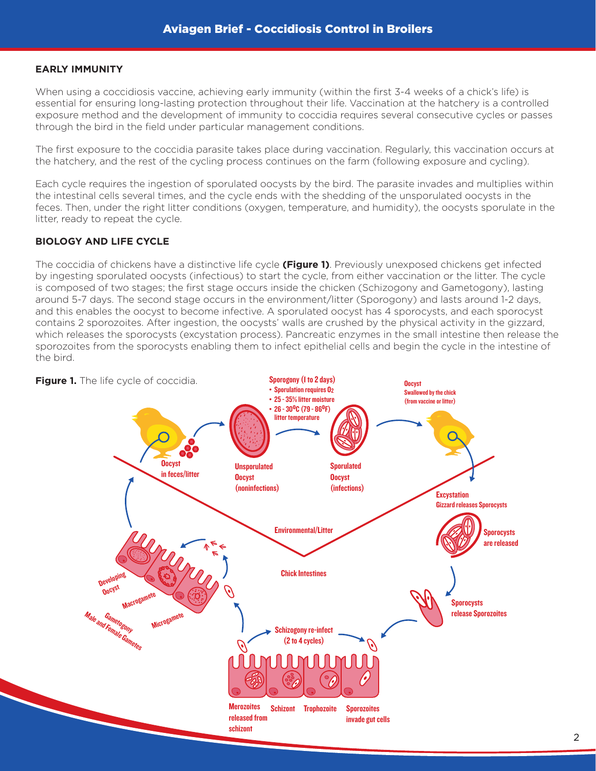## EARLY IMMUNITY

When using a coccidiosis vaccine, achieving early immunity (within the first 3-4 weeks of a chick's life) is essential for ensuring long-lasting protection throughout their life. Vaccination at the hatchery is a controlled exposure method and the development of immunity to coccidia requires several consecutive cycles or passes through the bird in the field under particular management conditions.

The first exposure to the coccidia parasite takes place during vaccination. Regularly, this vaccination occurs at the hatchery, and the rest of the cycling process continues on the farm (following exposure and cycling).

Each cycle requires the ingestion of sporulated oocysts by the bird. The parasite invades and multiplies within the intestinal cells several times, and the cycle ends with the shedding of the unsporulated oocysts in the feces. Then, under the right litter conditions (oxygen, temperature, and humidity), the oocysts sporulate in the litter, ready to repeat the cycle.

## BIOLOGY AND LIFE CYCLE

The coccidia of chickens have a distinctive life cycle **(Figure 1)**. Previously unexposed chickens get infected by ingesting sporulated oocysts (infectious) to start the cycle, from either vaccination or the litter. The cycle is composed of two stages; the first stage occurs inside the chicken (Schizogony and Gametogony), lasting around 5-7 days. The second stage occurs in the environment/litter (Sporogony) and lasts around 1-2 days, and this enables the oocyst to become infective. A sporulated oocyst has 4 sporocysts, and each sporocyst contains 2 sporozoites. After ingestion, the oocysts' walls are crushed by the physical activity in the gizzard, which releases the sporocysts (excystation process). Pancreatic enzymes in the small intestine then release the sporozoites from the sporocysts enabling them to infect epithelial cells and begin the cycle in the intestine of the bird.

**Figure 1.** The life cycle of coccidia.

Sporogony (1 to 2 days)
- Sporulation requires $O_2$
- 25 - 35% litter moisture
- 26 - 30°C (79 - 86°F) litter temperature

Oocyst in feces/litter → Unsporulated Oocyst (noninfections) → Sporulated Oocyst (infections) → Oocyst Swallowed by the chick (from vaccine or litter) → Excystation Gizzard releases Sporocysts → Sporocysts are released → Sporocysts release Sporozoites → Sporozoites invade gut cells → Trophozoite → Schizont → Merozoites released from schizont → Schizogony re-infect (2 to 4 cycles) → Gametogony Male and Female Gametes → Microgamete → Macrogamete → Developing Oocyst

Environmental/Litter

Chick Intestines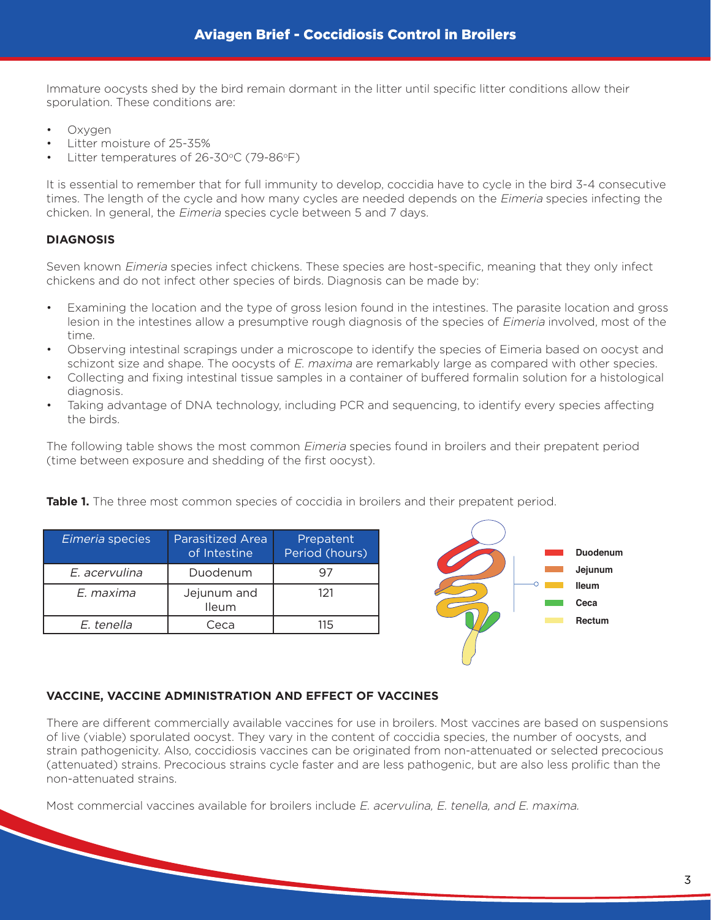Immature oocysts shed by the bird remain dormant in the litter until specific litter conditions allow their sporulation. These conditions are:

- Oxygen
- Litter moisture of 25-35%
- Litter temperatures of 26-30°C (79-86°F)

It is essential to remember that for full immunity to develop, coccidia have to cycle in the bird 3-4 consecutive times. The length of the cycle and how many cycles are needed depends on the *Eimeria* species infecting the chicken. In general, the *Eimeria* species cycle between 5 and 7 days.

## DIAGNOSIS

Seven known *Eimeria* species infect chickens. These species are host-specific, meaning that they only infect chickens and do not infect other species of birds. Diagnosis can be made by:

- Examining the location and the type of gross lesion found in the intestines. The parasite location and gross lesion in the intestines allow a presumptive rough diagnosis of the species of *Eimeria* involved, most of the time.
- Observing intestinal scrapings under a microscope to identify the species of Eimeria based on oocyst and schizont size and shape. The oocysts of *E. maxima* are remarkably large as compared with other species.
- Collecting and fixing intestinal tissue samples in a container of buffered formalin solution for a histological diagnosis.
- Taking advantage of DNA technology, including PCR and sequencing, to identify every species affecting the birds.

The following table shows the most common *Eimeria* species found in broilers and their prepatent period (time between exposure and shedding of the first oocyst).

**Table 1.** The three most common species of coccidia in broilers and their prepatent period.

| *Eimeria* species | Parasitized Area of Intestine | Prepatent Period (hours) |
|---|---|---|
| *E. acervulina* | Duodenum | 97 |
| *E. maxima* | Jejunum and Ileum | 121 |
| *E. tenella* | Ceca | 115 |

Duodenum
Jejunum
Ileum
Ceca
Rectum

## VACCINE, VACCINE ADMINISTRATION AND EFFECT OF VACCINES

There are different commercially available vaccines for use in broilers. Most vaccines are based on suspensions of live (viable) sporulated oocyst. They vary in the content of coccidia species, the number of oocysts, and strain pathogenicity. Also, coccidiosis vaccines can be originated from non-attenuated or selected precocious (attenuated) strains. Precocious strains cycle faster and are less pathogenic, but are also less prolific than the non-attenuated strains.

Most commercial vaccines available for broilers include *E. acervulina, E. tenella, and E. maxima.*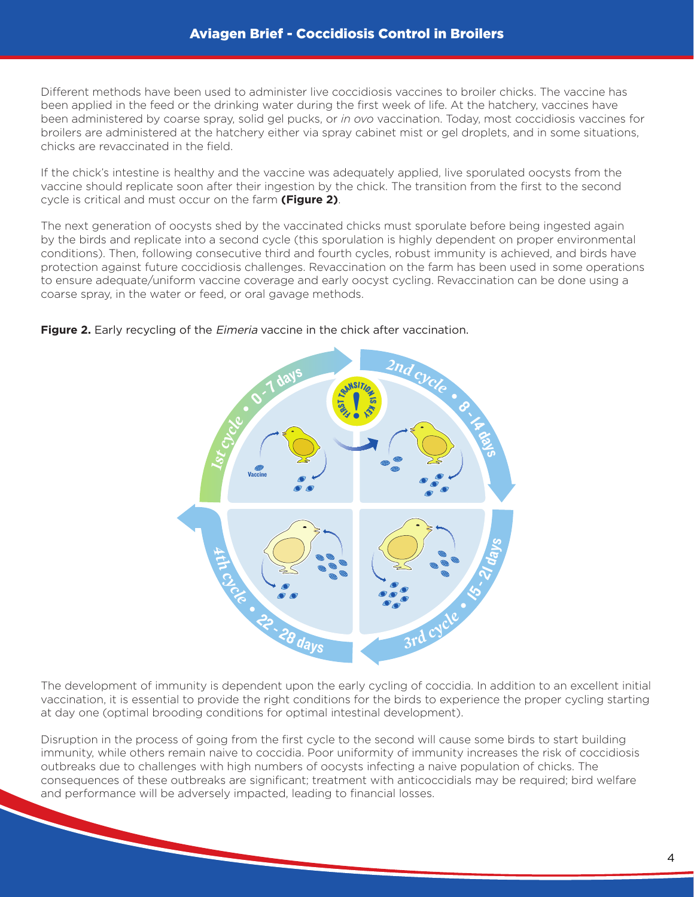Different methods have been used to administer live coccidiosis vaccines to broiler chicks. The vaccine has been applied in the feed or the drinking water during the first week of life. At the hatchery, vaccines have been administered by coarse spray, solid gel pucks, or *in ovo* vaccination. Today, most coccidiosis vaccines for broilers are administered at the hatchery either via spray cabinet mist or gel droplets, and in some situations, chicks are revaccinated in the field.

If the chick's intestine is healthy and the vaccine was adequately applied, live sporulated oocysts from the vaccine should replicate soon after their ingestion by the chick. The transition from the first to the second cycle is critical and must occur on the farm **(Figure 2)**.

The next generation of oocysts shed by the vaccinated chicks must sporulate before being ingested again by the birds and replicate into a second cycle (this sporulation is highly dependent on proper environmental conditions). Then, following consecutive third and fourth cycles, robust immunity is achieved, and birds have protection against future coccidiosis challenges. Revaccination on the farm has been used in some operations to ensure adequate/uniform vaccine coverage and early oocyst cycling. Revaccination can be done using a coarse spray, in the water or feed, or oral gavage methods.

**Figure 2.** Early recycling of the *Eimeria* vaccine in the chick after vaccination.

The development of immunity is dependent upon the early cycling of coccidia. In addition to an excellent initial vaccination, it is essential to provide the right conditions for the birds to experience the proper cycling starting at day one (optimal brooding conditions for optimal intestinal development).

Disruption in the process of going from the first cycle to the second will cause some birds to start building immunity, while others remain naive to coccidia. Poor uniformity of immunity increases the risk of coccidiosis outbreaks due to challenges with high numbers of oocysts infecting a naive population of chicks. The consequences of these outbreaks are significant; treatment with anticoccidials may be required; bird welfare and performance will be adversely impacted, leading to financial losses.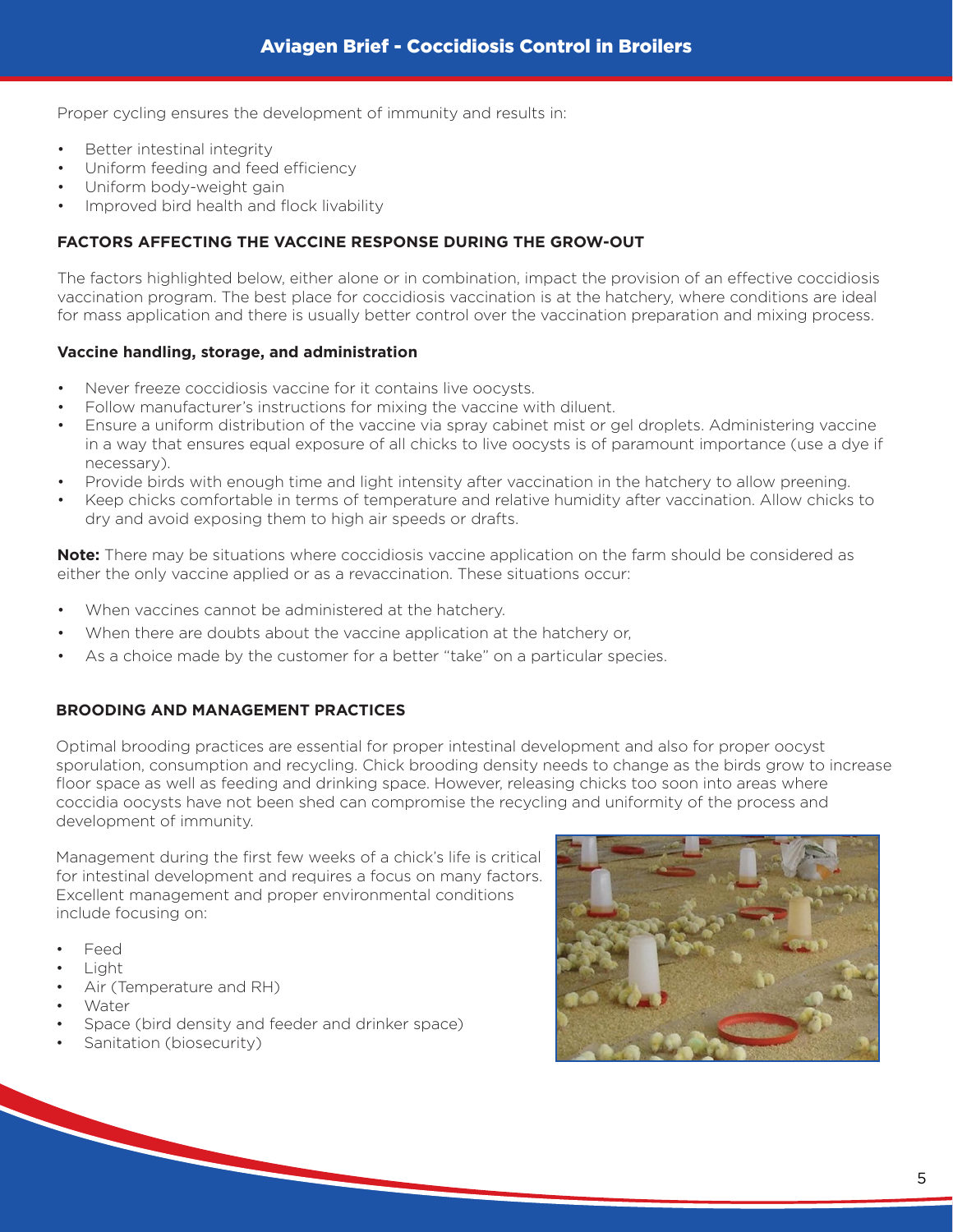Proper cycling ensures the development of immunity and results in:

- Better intestinal integrity
- Uniform feeding and feed efficiency
- Uniform body-weight gain
- Improved bird health and flock livability

## FACTORS AFFECTING THE VACCINE RESPONSE DURING THE GROW-OUT

The factors highlighted below, either alone or in combination, impact the provision of an effective coccidiosis vaccination program. The best place for coccidiosis vaccination is at the hatchery, where conditions are ideal for mass application and there is usually better control over the vaccination preparation and mixing process.

### Vaccine handling, storage, and administration

- Never freeze coccidiosis vaccine for it contains live oocysts.
- Follow manufacturer's instructions for mixing the vaccine with diluent.
- Ensure a uniform distribution of the vaccine via spray cabinet mist or gel droplets. Administering vaccine in a way that ensures equal exposure of all chicks to live oocysts is of paramount importance (use a dye if necessary).
- Provide birds with enough time and light intensity after vaccination in the hatchery to allow preening.
- Keep chicks comfortable in terms of temperature and relative humidity after vaccination. Allow chicks to dry and avoid exposing them to high air speeds or drafts.

**Note:** There may be situations where coccidiosis vaccine application on the farm should be considered as either the only vaccine applied or as a revaccination. These situations occur:

- When vaccines cannot be administered at the hatchery.
- When there are doubts about the vaccine application at the hatchery or,
- As a choice made by the customer for a better "take" on a particular species.

## BROODING AND MANAGEMENT PRACTICES

Optimal brooding practices are essential for proper intestinal development and also for proper oocyst sporulation, consumption and recycling. Chick brooding density needs to change as the birds grow to increase floor space as well as feeding and drinking space. However, releasing chicks too soon into areas where coccidia oocysts have not been shed can compromise the recycling and uniformity of the process and development of immunity.

Management during the first few weeks of a chick's life is critical for intestinal development and requires a focus on many factors. Excellent management and proper environmental conditions include focusing on:

- Feed
- Light
- Air (Temperature and RH)
- Water
- Space (bird density and feeder and drinker space)
- Sanitation (biosecurity)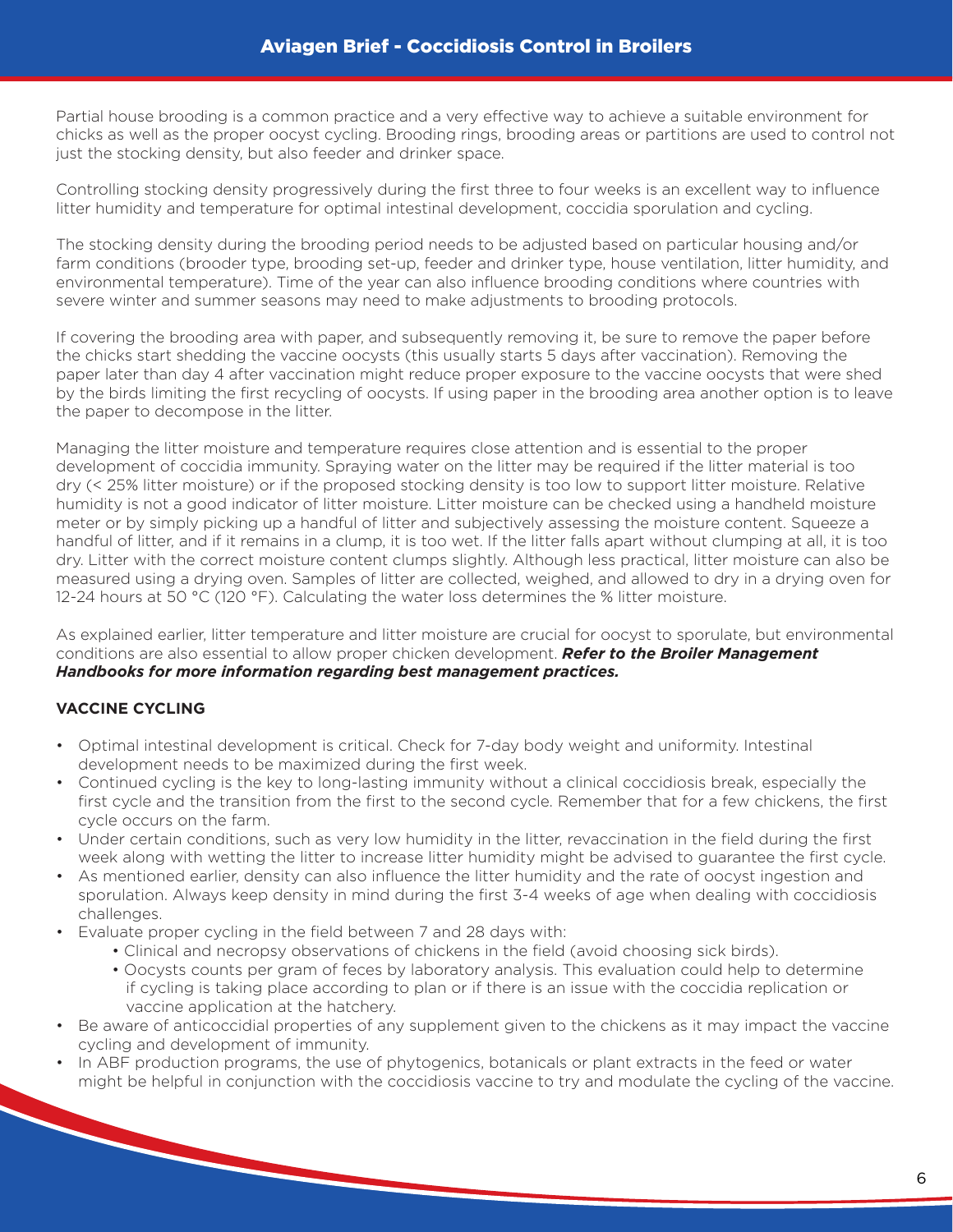Partial house brooding is a common practice and a very effective way to achieve a suitable environment for chicks as well as the proper oocyst cycling. Brooding rings, brooding areas or partitions are used to control not just the stocking density, but also feeder and drinker space.

Controlling stocking density progressively during the first three to four weeks is an excellent way to influence litter humidity and temperature for optimal intestinal development, coccidia sporulation and cycling.

The stocking density during the brooding period needs to be adjusted based on particular housing and/or farm conditions (brooder type, brooding set-up, feeder and drinker type, house ventilation, litter humidity, and environmental temperature). Time of the year can also influence brooding conditions where countries with severe winter and summer seasons may need to make adjustments to brooding protocols.

If covering the brooding area with paper, and subsequently removing it, be sure to remove the paper before the chicks start shedding the vaccine oocysts (this usually starts 5 days after vaccination). Removing the paper later than day 4 after vaccination might reduce proper exposure to the vaccine oocysts that were shed by the birds limiting the first recycling of oocysts. If using paper in the brooding area another option is to leave the paper to decompose in the litter.

Managing the litter moisture and temperature requires close attention and is essential to the proper development of coccidia immunity. Spraying water on the litter may be required if the litter material is too dry (< 25% litter moisture) or if the proposed stocking density is too low to support litter moisture. Relative humidity is not a good indicator of litter moisture. Litter moisture can be checked using a handheld moisture meter or by simply picking up a handful of litter and subjectively assessing the moisture content. Squeeze a handful of litter, and if it remains in a clump, it is too wet. If the litter falls apart without clumping at all, it is too dry. Litter with the correct moisture content clumps slightly. Although less practical, litter moisture can also be measured using a drying oven. Samples of litter are collected, weighed, and allowed to dry in a drying oven for 12-24 hours at 50 °C (120 °F). Calculating the water loss determines the % litter moisture.

As explained earlier, litter temperature and litter moisture are crucial for oocyst to sporulate, but environmental conditions are also essential to allow proper chicken development. ***Refer to the Broiler Management Handbooks for more information regarding best management practices.***

## VACCINE CYCLING

- Optimal intestinal development is critical. Check for 7-day body weight and uniformity. Intestinal development needs to be maximized during the first week.
- Continued cycling is the key to long-lasting immunity without a clinical coccidiosis break, especially the first cycle and the transition from the first to the second cycle. Remember that for a few chickens, the first cycle occurs on the farm.
- Under certain conditions, such as very low humidity in the litter, revaccination in the field during the first week along with wetting the litter to increase litter humidity might be advised to guarantee the first cycle.
- As mentioned earlier, density can also influence the litter humidity and the rate of oocyst ingestion and sporulation. Always keep density in mind during the first 3-4 weeks of age when dealing with coccidiosis challenges.
- Evaluate proper cycling in the field between 7 and 28 days with:
  - Clinical and necropsy observations of chickens in the field (avoid choosing sick birds).
  - Oocysts counts per gram of feces by laboratory analysis. This evaluation could help to determine if cycling is taking place according to plan or if there is an issue with the coccidia replication or vaccine application at the hatchery.
- Be aware of anticoccidial properties of any supplement given to the chickens as it may impact the vaccine cycling and development of immunity.
- In ABF production programs, the use of phytogenics, botanicals or plant extracts in the feed or water might be helpful in conjunction with the coccidiosis vaccine to try and modulate the cycling of the vaccine.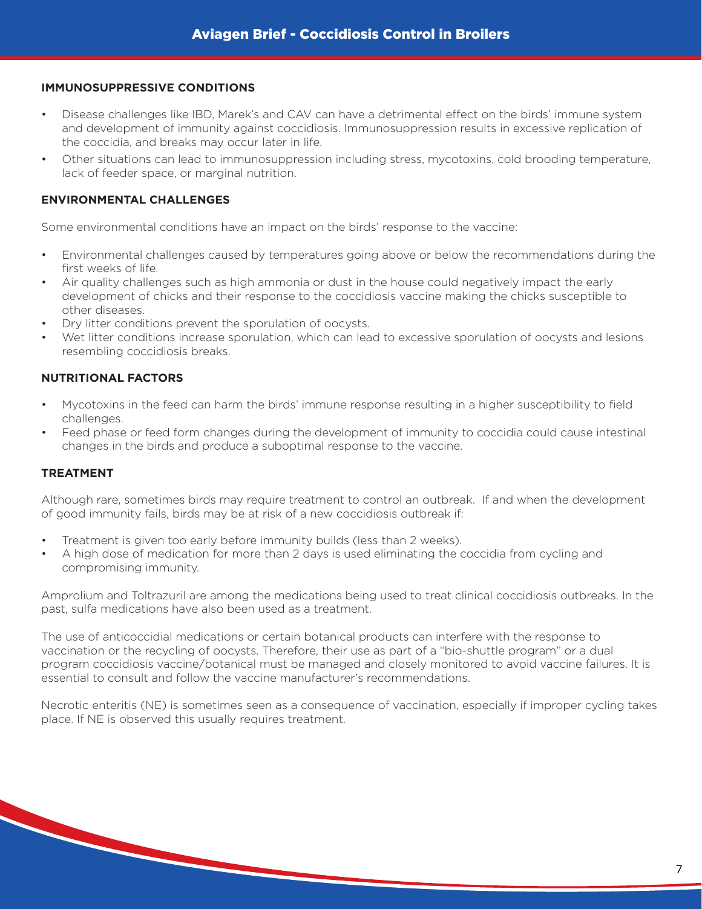## IMMUNOSUPPRESSIVE CONDITIONS

- Disease challenges like IBD, Marek's and CAV can have a detrimental effect on the birds' immune system and development of immunity against coccidiosis. Immunosuppression results in excessive replication of the coccidia, and breaks may occur later in life.
- Other situations can lead to immunosuppression including stress, mycotoxins, cold brooding temperature, lack of feeder space, or marginal nutrition.

## ENVIRONMENTAL CHALLENGES

Some environmental conditions have an impact on the birds' response to the vaccine:

- Environmental challenges caused by temperatures going above or below the recommendations during the first weeks of life.
- Air quality challenges such as high ammonia or dust in the house could negatively impact the early development of chicks and their response to the coccidiosis vaccine making the chicks susceptible to other diseases.
- Dry litter conditions prevent the sporulation of oocysts.
- Wet litter conditions increase sporulation, which can lead to excessive sporulation of oocysts and lesions resembling coccidiosis breaks.

## NUTRITIONAL FACTORS

- Mycotoxins in the feed can harm the birds' immune response resulting in a higher susceptibility to field challenges.
- Feed phase or feed form changes during the development of immunity to coccidia could cause intestinal changes in the birds and produce a suboptimal response to the vaccine.

## TREATMENT

Although rare, sometimes birds may require treatment to control an outbreak. If and when the development of good immunity fails, birds may be at risk of a new coccidiosis outbreak if:

- Treatment is given too early before immunity builds (less than 2 weeks).
- A high dose of medication for more than 2 days is used eliminating the coccidia from cycling and compromising immunity.

Amprolium and Toltrazuril are among the medications being used to treat clinical coccidiosis outbreaks. In the past, sulfa medications have also been used as a treatment.

The use of anticoccidial medications or certain botanical products can interfere with the response to vaccination or the recycling of oocysts. Therefore, their use as part of a "bio-shuttle program" or a dual program coccidiosis vaccine/botanical must be managed and closely monitored to avoid vaccine failures. It is essential to consult and follow the vaccine manufacturer's recommendations.

Necrotic enteritis (NE) is sometimes seen as a consequence of vaccination, especially if improper cycling takes place. If NE is observed this usually requires treatment.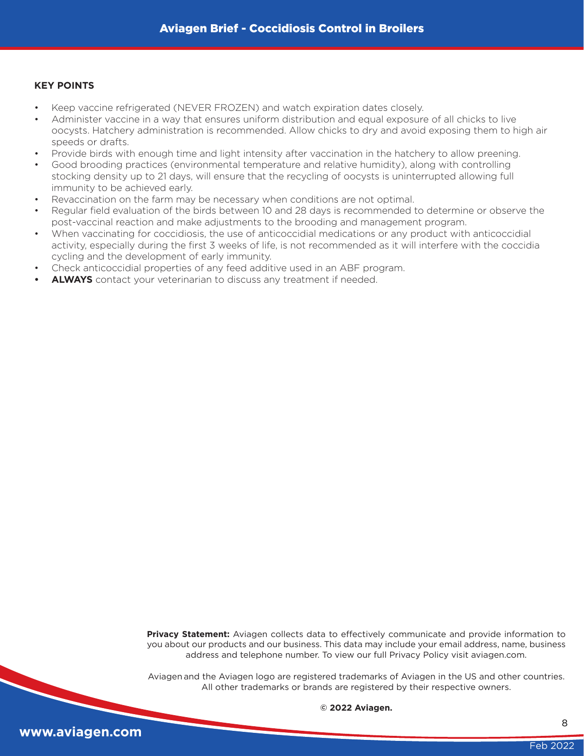**KEY POINTS**

- Keep vaccine refrigerated (NEVER FROZEN) and watch expiration dates closely.
- Administer vaccine in a way that ensures uniform distribution and equal exposure of all chicks to live oocysts. Hatchery administration is recommended. Allow chicks to dry and avoid exposing them to high air speeds or drafts.
- Provide birds with enough time and light intensity after vaccination in the hatchery to allow preening.
- Good brooding practices (environmental temperature and relative humidity), along with controlling stocking density up to 21 days, will ensure that the recycling of oocysts is uninterrupted allowing full immunity to be achieved early.
- Revaccination on the farm may be necessary when conditions are not optimal.
- Regular field evaluation of the birds between 10 and 28 days is recommended to determine or observe the post-vaccinal reaction and make adjustments to the brooding and management program.
- When vaccinating for coccidiosis, the use of anticoccidial medications or any product with anticoccidial activity, especially during the first 3 weeks of life, is not recommended as it will interfere with the coccidia cycling and the development of early immunity.
- Check anticoccidial properties of any feed additive used in an ABF program.
- **ALWAYS** contact your veterinarian to discuss any treatment if needed.

**Privacy Statement:** Aviagen collects data to effectively communicate and provide information to you about our products and our business. This data may include your email address, name, business address and telephone number. To view our full Privacy Policy visit aviagen.com.

Aviagen and the Aviagen logo are registered trademarks of Aviagen in the US and other countries. All other trademarks or brands are registered by their respective owners.

**© 2022 Aviagen.**

**www.aviagen.com**

Feb 2022